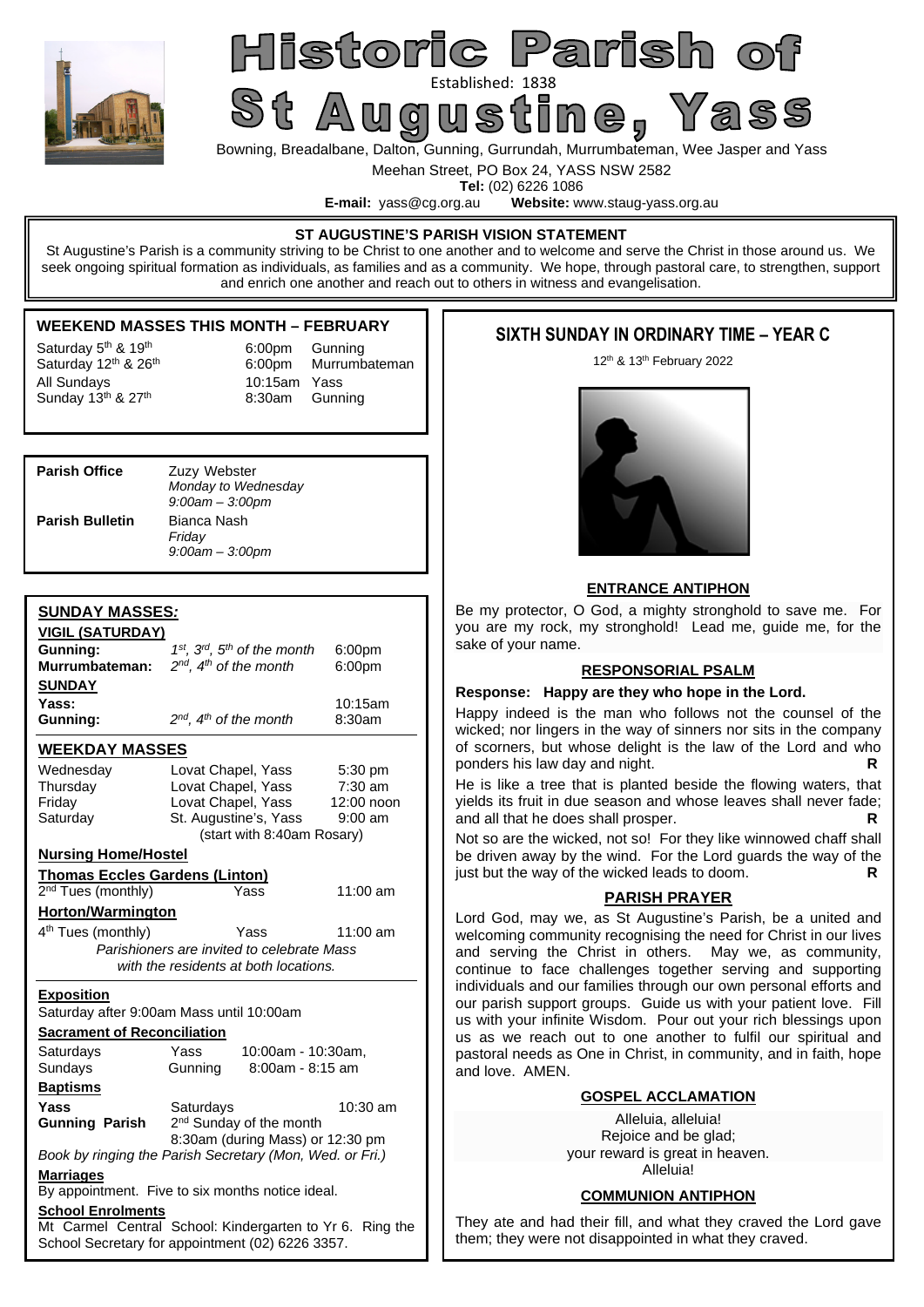# Historic Parish of St Augustine, Yass

Established: 1838

Bowning, Breadalbane, Dalton, Gunning, Gurrundah, Murrumbateman, Wee Jasper and Yass

Meehan Street, PO Box 24, YASS NSW 2582

**Tel:** (02) 6226 1086

**E-mail:** yass@cg.org.au **Website:** www.staug-yass.org.au

**ST AUGUSTINE'S PARISH VISION STATEMENT**

St Augustine's Parish is a community striving to be Christ to one another and to welcome and serve the Christ in those around us. We seek ongoing spiritual formation as individuals, as families and as a community. We hope, through pastoral care, to strengthen, support and enrich one another and reach out to others in witness and evangelisation.

## WEEKEND MASSES THIS MONTH – FEBRUARY

| | | |
|---|---|---|
| Saturday 5th & 19th | 6:00pm | Gunning |
| Saturday 12th & 26th | 6:00pm | Murrumbateman |
| All Sundays | 10:15am | Yass |
| Sunday 13th & 27th | 8:30am | Gunning |

**Parish Office** Zuzy Webster
*Monday to Wednesday*
*9:00am – 3:00pm*

**Parish Bulletin** Bianca Nash
*Friday*
*9:00am – 3:00pm*

## SUNDAY MASSES:

**VIGIL (SATURDAY)**

| | | |
|---|---|---|
| **Gunning:** | *1st, 3rd, 5th of the month* | 6:00pm |
| **Murrumbateman:** | *2nd, 4th of the month* | 6:00pm |

**SUNDAY**

| | | |
|---|---|---|
| **Yass:** | | 10:15am |
| **Gunning:** | *2nd, 4th of the month* | 8:30am |

## WEEKDAY MASSES

| | | |
|---|---|---|
| Wednesday | Lovat Chapel, Yass | 5:30 pm |
| Thursday | Lovat Chapel, Yass | 7:30 am |
| Friday | Lovat Chapel, Yass | 12:00 noon |
| Saturday | St. Augustine's, Yass | 9:00 am |

(start with 8:40am Rosary)

**Nursing Home/Hostel**

**Thomas Eccles Gardens (Linton)**

2nd Tues (monthly) Yass 11:00 am

**Horton/Warmington**

4th Tues (monthly) Yass 11:00 am

*Parishioners are invited to celebrate Mass with the residents at both locations.*

**Exposition**

Saturday after 9:00am Mass until 10:00am

**Sacrament of Reconciliation**

| | | |
|---|---|---|
| Saturdays | Yass | 10:00am - 10:30am, |
| Sundays | Gunning | 8:00am - 8:15 am |

**Baptisms**

**Yass** Saturdays 10:30 am

**Gunning Parish** 2nd Sunday of the month 8:30am (during Mass) or 12:30 pm

*Book by ringing the Parish Secretary (Mon, Wed. or Fri.)*

**Marriages**

By appointment. Five to six months notice ideal.

**School Enrolments**

Mt Carmel Central School: Kindergarten to Yr 6. Ring the School Secretary for appointment (02) 6226 3357.

## SIXTH SUNDAY IN ORDINARY TIME – YEAR C

12th & 13th February 2022

### ENTRANCE ANTIPHON

Be my protector, O God, a mighty stronghold to save me. For you are my rock, my stronghold! Lead me, guide me, for the sake of your name.

### RESPONSORIAL PSALM

**Response: Happy are they who hope in the Lord.**

Happy indeed is the man who follows not the counsel of the wicked; nor lingers in the way of sinners nor sits in the company of scorners, but whose delight is the law of the Lord and who ponders his law day and night. **R**

He is like a tree that is planted beside the flowing waters, that yields its fruit in due season and whose leaves shall never fade; and all that he does shall prosper. **R**

Not so are the wicked, not so! For they like winnowed chaff shall be driven away by the wind. For the Lord guards the way of the just but the way of the wicked leads to doom. **R**

### PARISH PRAYER

Lord God, may we, as St Augustine's Parish, be a united and welcoming community recognising the need for Christ in our lives and serving the Christ in others. May we, as community, continue to face challenges together serving and supporting individuals and our families through our own personal efforts and our parish support groups. Guide us with your patient love. Fill us with your infinite Wisdom. Pour out your rich blessings upon us as we reach out to one another to fulfil our spiritual and pastoral needs as One in Christ, in community, and in faith, hope and love. AMEN.

### GOSPEL ACCLAMATION

Alleluia, alleluia!
Rejoice and be glad;
your reward is great in heaven.
Alleluia!

### COMMUNION ANTIPHON

They ate and had their fill, and what they craved the Lord gave them; they were not disappointed in what they craved.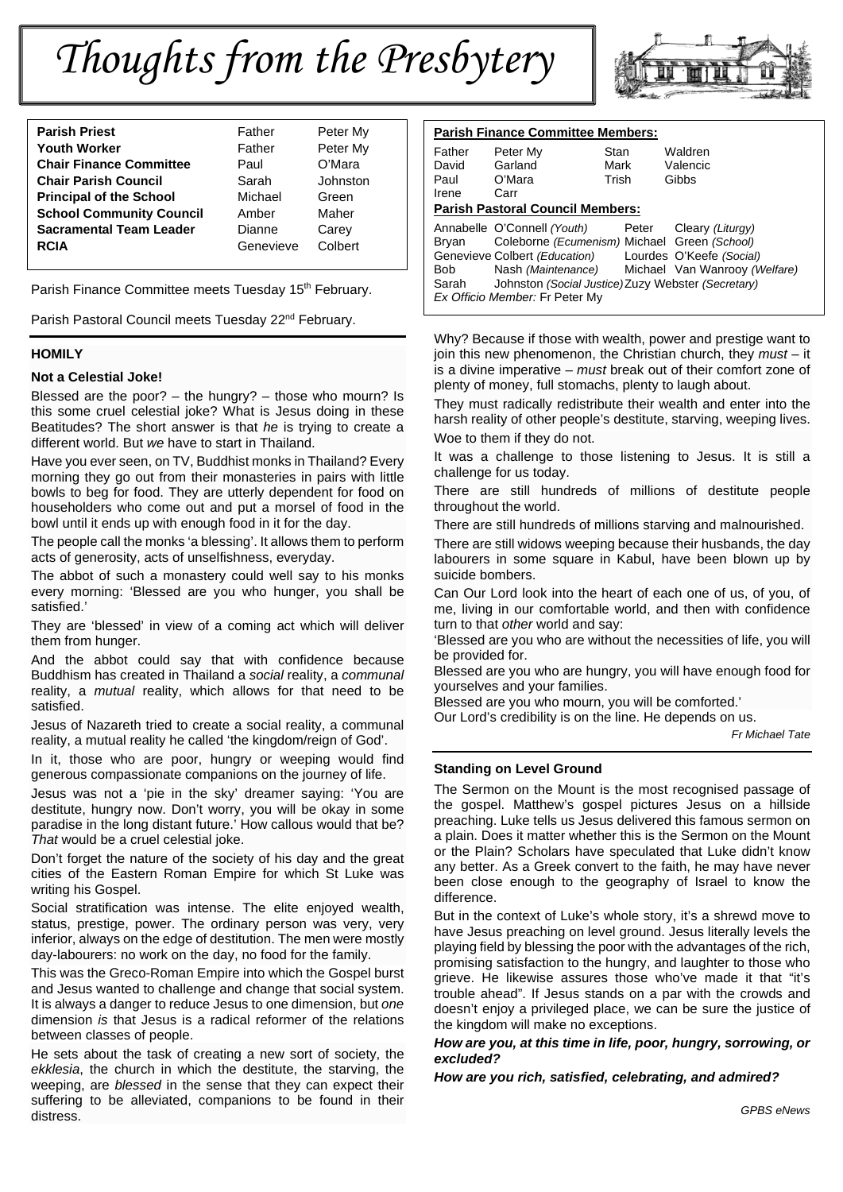# Thoughts from the Presbytery

| | | |
|---|---|---|
| **Parish Priest** | Father | Peter My |
| **Youth Worker** | Father | Peter My |
| **Chair Finance Committee** | Paul | O'Mara |
| **Chair Parish Council** | Sarah | Johnston |
| **Principal of the School** | Michael | Green |
| **School Community Council** | Amber | Maher |
| **Sacramental Team Leader** | Dianne | Carey |
| **RCIA** | Genevieve | Colbert |

Parish Finance Committee meets Tuesday 15th February.

Parish Pastoral Council meets Tuesday 22nd February.

**Parish Finance Committee Members:**

| | | | |
|---|---|---|---|
| Father | Peter My | Stan | Waldren |
| David | Garland | Mark | Valencic |
| Paul | O'Mara | Trish | Gibbs |
| Irene | Carr | | |

**Parish Pastoral Council Members:**

| | | | |
|---|---|---|---|
| Annabelle | O'Connell *(Youth)* | Peter | Cleary *(Liturgy)* |
| Bryan | Coleborne *(Ecumenism)* | Michael | Green *(School)* |
| Genevieve | Colbert *(Education)* | Lourdes | O'Keefe *(Social)* |
| Bob | Nash *(Maintenance)* | Michael | Van Wanrooy *(Welfare)* |
| Sarah | Johnston *(Social Justice)* | Zuzy | Webster *(Secretary)* |

*Ex Officio Member:* Fr Peter My

## HOMILY

### Not a Celestial Joke!

Blessed are the poor? – the hungry? – those who mourn? Is this some cruel celestial joke? What is Jesus doing in these Beatitudes? The short answer is that *he* is trying to create a different world. But *we* have to start in Thailand.

Have you ever seen, on TV, Buddhist monks in Thailand? Every morning they go out from their monasteries in pairs with little bowls to beg for food. They are utterly dependent for food on householders who come out and put a morsel of food in the bowl until it ends up with enough food in it for the day.

The people call the monks 'a blessing'. It allows them to perform acts of generosity, acts of unselfishness, everyday.

The abbot of such a monastery could well say to his monks every morning: 'Blessed are you who hunger, you shall be satisfied.'

They are 'blessed' in view of a coming act which will deliver them from hunger.

And the abbot could say that with confidence because Buddhism has created in Thailand a *social* reality, a *communal* reality, a *mutual* reality, which allows for that need to be satisfied.

Jesus of Nazareth tried to create a social reality, a communal reality, a mutual reality he called 'the kingdom/reign of God'.

In it, those who are poor, hungry or weeping would find generous compassionate companions on the journey of life.

Jesus was not a 'pie in the sky' dreamer saying: 'You are destitute, hungry now. Don't worry, you will be okay in some paradise in the long distant future.' How callous would that be? *That* would be a cruel celestial joke.

Don't forget the nature of the society of his day and the great cities of the Eastern Roman Empire for which St Luke was writing his Gospel.

Social stratification was intense. The elite enjoyed wealth, status, prestige, power. The ordinary person was very, very inferior, always on the edge of destitution. The men were mostly day-labourers: no work on the day, no food for the family.

This was the Greco-Roman Empire into which the Gospel burst and Jesus wanted to challenge and change that social system. It is always a danger to reduce Jesus to one dimension, but *one* dimension *is* that Jesus is a radical reformer of the relations between classes of people.

He sets about the task of creating a new sort of society, the *ekklesia*, the church in which the destitute, the starving, the weeping, are *blessed* in the sense that they can expect their suffering to be alleviated, companions to be found in their distress.

Why? Because if those with wealth, power and prestige want to join this new phenomenon, the Christian church, they *must* – it is a divine imperative – *must* break out of their comfort zone of plenty of money, full stomachs, plenty to laugh about.

They must radically redistribute their wealth and enter into the harsh reality of other people's destitute, starving, weeping lives.

Woe to them if they do not.

It was a challenge to those listening to Jesus. It is still a challenge for us today.

There are still hundreds of millions of destitute people throughout the world.

There are still hundreds of millions starving and malnourished.

There are still widows weeping because their husbands, the day labourers in some square in Kabul, have been blown up by suicide bombers.

Can Our Lord look into the heart of each one of us, of you, of me, living in our comfortable world, and then with confidence turn to that *other* world and say:

'Blessed are you who are without the necessities of life, you will be provided for.

Blessed are you who are hungry, you will have enough food for yourselves and your families.

Blessed are you who mourn, you will be comforted.'

Our Lord's credibility is on the line. He depends on us.

*Fr Michael Tate*

### Standing on Level Ground

The Sermon on the Mount is the most recognised passage of the gospel. Matthew's gospel pictures Jesus on a hillside preaching. Luke tells us Jesus delivered this famous sermon on a plain. Does it matter whether this is the Sermon on the Mount or the Plain? Scholars have speculated that Luke didn't know any better. As a Greek convert to the faith, he may have never been close enough to the geography of Israel to know the difference.

But in the context of Luke's whole story, it's a shrewd move to have Jesus preaching on level ground. Jesus literally levels the playing field by blessing the poor with the advantages of the rich, promising satisfaction to the hungry, and laughter to those who grieve. He likewise assures those who've made it that "it's trouble ahead". If Jesus stands on a par with the crowds and doesn't enjoy a privileged place, we can be sure the justice of the kingdom will make no exceptions.

***How are you, at this time in life, poor, hungry, sorrowing, or excluded?***

***How are you rich, satisfied, celebrating, and admired?***

*GPBS eNews*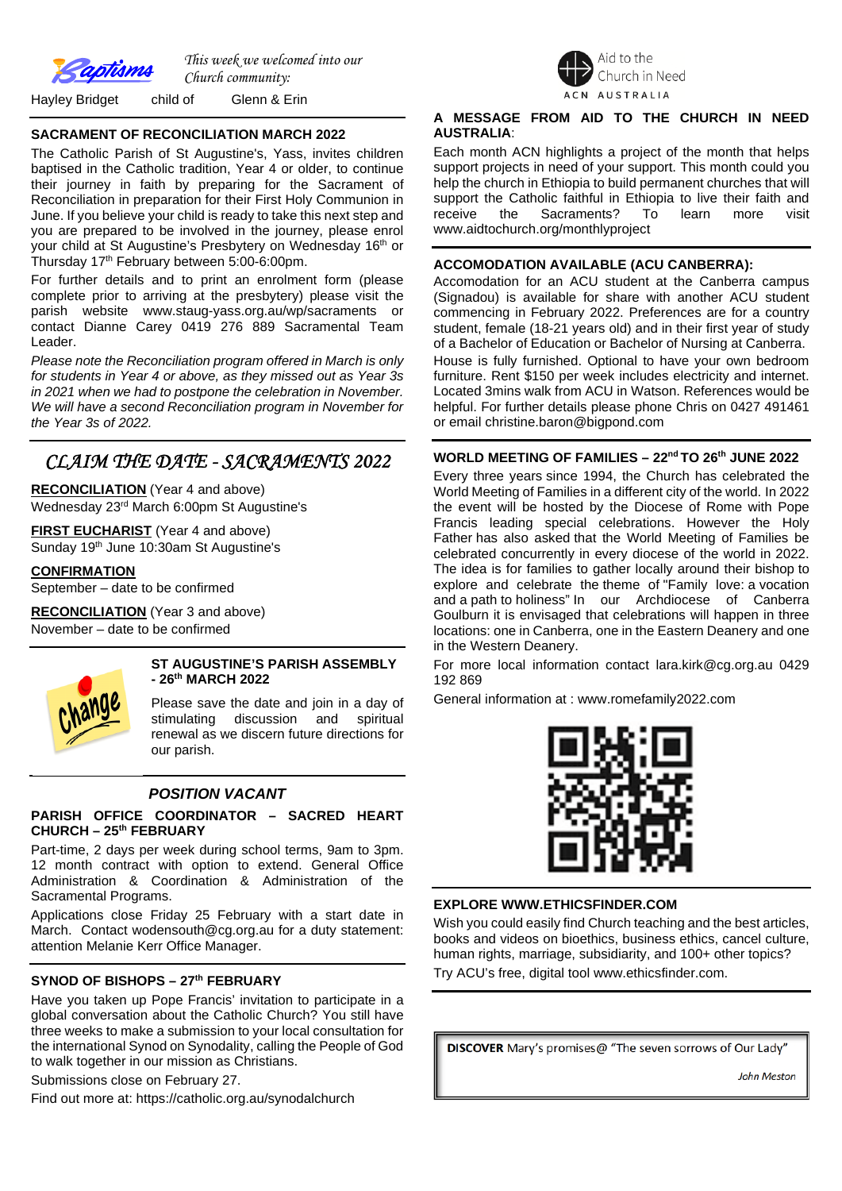## Baptisms

*This week we welcomed into our Church community:*

Hayley Bridget child of Glenn & Erin

### SACRAMENT OF RECONCILIATION MARCH 2022

The Catholic Parish of St Augustine's, Yass, invites children baptised in the Catholic tradition, Year 4 or older, to continue their journey in faith by preparing for the Sacrament of Reconciliation in preparation for their First Holy Communion in June. If you believe your child is ready to take this next step and you are prepared to be involved in the journey, please enrol your child at St Augustine's Presbytery on Wednesday 16th or Thursday 17th February between 5:00-6:00pm.

For further details and to print an enrolment form (please complete prior to arriving at the presbytery) please visit the parish website www.staug-yass.org.au/wp/sacraments or contact Dianne Carey 0419 276 889 Sacramental Team Leader.

*Please note the Reconciliation program offered in March is only for students in Year 4 or above, as they missed out as Year 3s in 2021 when we had to postpone the celebration in November. We will have a second Reconciliation program in November for the Year 3s of 2022.*

## CLAIM THE DATE - SACRAMENTS 2022

**RECONCILIATION** (Year 4 and above)
Wednesday 23rd March 6:00pm St Augustine's

**FIRST EUCHARIST** (Year 4 and above)
Sunday 19th June 10:30am St Augustine's

**CONFIRMATION**
September – date to be confirmed

**RECONCILIATION** (Year 3 and above)
November – date to be confirmed

### ST AUGUSTINE'S PARISH ASSEMBLY - 26th MARCH 2022

Please save the date and join in a day of stimulating discussion and spiritual renewal as we discern future directions for our parish.

### *POSITION VACANT*

**PARISH OFFICE COORDINATOR – SACRED HEART CHURCH – 25th FEBRUARY**

Part-time, 2 days per week during school terms, 9am to 3pm. 12 month contract with option to extend. General Office Administration & Coordination & Administration of the Sacramental Programs.

Applications close Friday 25 February with a start date in March. Contact wodensouth@cg.org.au for a duty statement: attention Melanie Kerr Office Manager.

### SYNOD OF BISHOPS – 27th FEBRUARY

Have you taken up Pope Francis' invitation to participate in a global conversation about the Catholic Church? You still have three weeks to make a submission to your local consultation for the international Synod on Synodality, calling the People of God to walk together in our mission as Christians.

Submissions close on February 27.

Find out more at: https://catholic.org.au/synodalchurch

Aid to the Church in Need
ACN AUSTRALIA

### A MESSAGE FROM AID TO THE CHURCH IN NEED AUSTRALIA:

Each month ACN highlights a project of the month that helps support projects in need of your support. This month could you help the church in Ethiopia to build permanent churches that will support the Catholic faithful in Ethiopia to live their faith and receive the Sacraments? To learn more visit www.aidtochurch.org/monthlyproject

### ACCOMODATION AVAILABLE (ACU CANBERRA):

Accomodation for an ACU student at the Canberra campus (Signadou) is available for share with another ACU student commencing in February 2022. Preferences are for a country student, female (18-21 years old) and in their first year of study of a Bachelor of Education or Bachelor of Nursing at Canberra. House is fully furnished. Optional to have your own bedroom furniture. Rent $150 per week includes electricity and internet. Located 3mins walk from ACU in Watson. References would be helpful. For further details please phone Chris on 0427 491461 or email christine.baron@bigpond.com

### WORLD MEETING OF FAMILIES – 22nd TO 26th JUNE 2022

Every three years since 1994, the Church has celebrated the World Meeting of Families in a different city of the world. In 2022 the event will be hosted by the Diocese of Rome with Pope Francis leading special celebrations. However the Holy Father has also asked that the World Meeting of Families be celebrated concurrently in every diocese of the world in 2022. The idea is for families to gather locally around their bishop to explore and celebrate the theme of "Family love: a vocation and a path to holiness" In our Archdiocese of Canberra Goulburn it is envisaged that celebrations will happen in three locations: one in Canberra, one in the Eastern Deanery and one in the Western Deanery.

For more local information contact lara.kirk@cg.org.au 0429 192 869

General information at : www.romefamily2022.com

### EXPLORE WWW.ETHICSFINDER.COM

Wish you could easily find Church teaching and the best articles, books and videos on bioethics, business ethics, cancel culture, human rights, marriage, subsidiarity, and 100+ other topics? Try ACU's free, digital tool www.ethicsfinder.com.

**DISCOVER** Mary's promises@ "The seven sorrows of Our Lady"

*John Meston*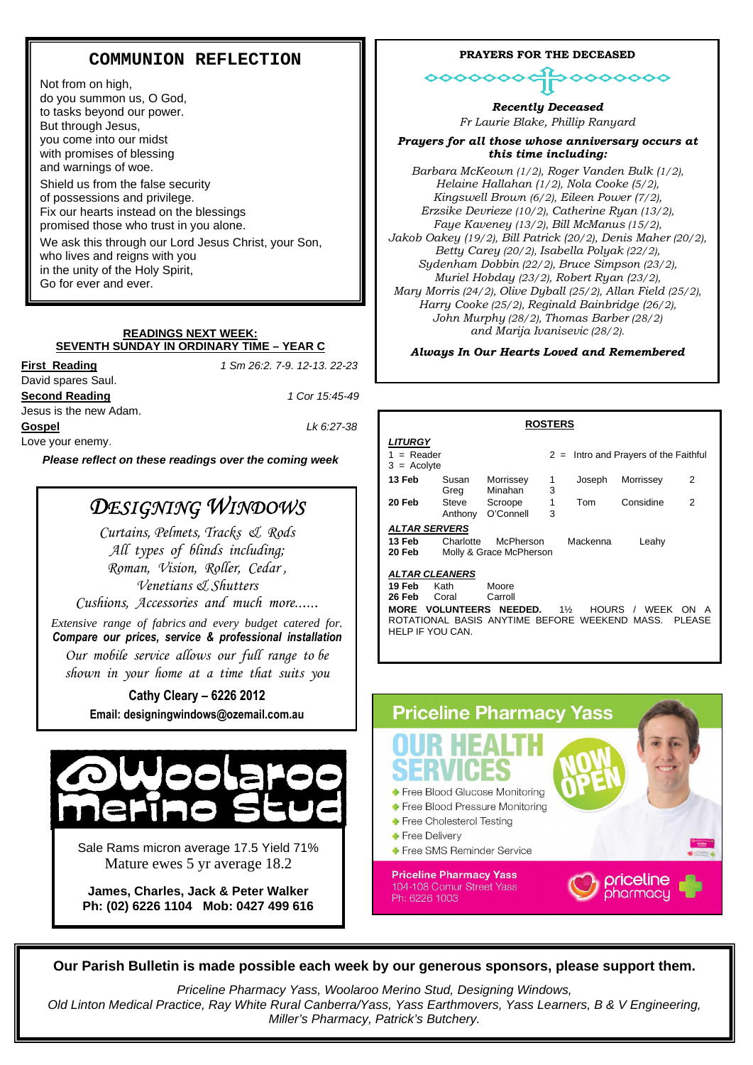## COMMUNION REFLECTION

Not from on high,
do you summon us, O God,
to tasks beyond our power.
But through Jesus,
you come into our midst
with promises of blessing
and warnings of woe.

Shield us from the false security
of possessions and privilege.
Fix our hearts instead on the blessings
promised those who trust in you alone.

We ask this through our Lord Jesus Christ, your Son,
who lives and reigns with you
in the unity of the Holy Spirit,
Go for ever and ever.

### READINGS NEXT WEEK: SEVENTH SUNDAY IN ORDINARY TIME – YEAR C

**First Reading** — *1 Sm 26:2. 7-9. 12-13. 22-23*
David spares Saul.

**Second Reading** — *1 Cor 15:45-49*
Jesus is the new Adam.

**Gospel** — *Lk 6:27-38*
Love your enemy.

***Please reflect on these readings over the coming week***

## DESIGNING WINDOWS

*Curtains, Pelmets, Tracks & Rods*
*All types of blinds including;*
*Roman, Vision, Roller, Cedar,*
*Venetians & Shutters*
*Cushions, Accessories and much more......*

*Extensive range of fabrics and every budget catered for.*
***Compare our prices, service & professional installation***
*Our mobile service allows our full range to be shown in your home at a time that suits you*

**Cathy Cleary – 6226 2012**
**Email: designingwindows@ozemail.com.au**

## @Woolaroo Merino Stud

Sale Rams micron average 17.5 Yield 71%
Mature ewes 5 yr average 18.2

**James, Charles, Jack & Peter Walker**
**Ph: (02) 6226 1104 Mob: 0427 499 616**

## PRAYERS FOR THE DECEASED

***Recently Deceased***
*Fr Laurie Blake, Phillip Ranyard*

***Prayers for all those whose anniversary occurs at this time including:***

*Barbara McKeown (1/2), Roger Vanden Bulk (1/2), Helaine Hallahan (1/2), Nola Cooke (5/2), Kingswell Brown (6/2), Eileen Power (7/2), Erzsike Devrieze (10/2), Catherine Ryan (13/2), Faye Kaveney (13/2), Bill McManus (15/2), Jakob Oakey (19/2), Bill Patrick (20/2), Denis Maher (20/2), Betty Carey (20/2), Isabella Polyak (22/2), Sydenham Dobbin (22/2), Bruce Simpson (23/2), Muriel Hobday (23/2), Robert Ryan (23/2), Mary Morris (24/2), Olive Dyball (25/2), Allan Field (25/2), Harry Cooke (25/2), Reginald Bainbridge (26/2), John Murphy (28/2), Thomas Barber (28/2) and Marija Ivanisevic (28/2).*

***Always In Our Hearts Loved and Remembered***

## ROSTERS

***LITURGY***
1 = Reader  2 = Intro and Prayers of the Faithful
3 = Acolyte

| | | | | | | |
|---|---|---|---|---|---|---|
| **13 Feb** | Susan | Morrissey | 1 | Joseph | Morrissey | 2 |
| | Greg | Minahan | 3 | | | |
| **20 Feb** | Steve | Scroope | 1 | Tom | Considine | 2 |
| | Anthony | O'Connell | 3 | | | |

***ALTAR SERVERS***

| | | | | |
|---|---|---|---|---|
| **13 Feb** | Charlotte | McPherson | Mackenna | Leahy |
| **20 Feb** | Molly & Grace McPherson | | | |

***ALTAR CLEANERS***

| | | |
|---|---|---|
| **19 Feb** | Kath | Moore |
| **26 Feb** | Coral | Carroll |

**MORE VOLUNTEERS NEEDED.** 1½ HOURS / WEEK ON A ROTATIONAL BASIS ANYTIME BEFORE WEEKEND MASS. PLEASE HELP IF YOU CAN.

## Priceline Pharmacy Yass

**OUR HEALTH SERVICES** — NOW OPEN

- Free Blood Glucose Monitoring
- Free Blood Pressure Monitoring
- Free Cholesterol Testing
- Free Delivery
- Free SMS Reminder Service

**Priceline Pharmacy Yass**
104-108 Comur Street Yass
Ph: 6226 1003

priceline pharmacy

---

**Our Parish Bulletin is made possible each week by our generous sponsors, please support them.**

*Priceline Pharmacy Yass, Woolaroo Merino Stud, Designing Windows, Old Linton Medical Practice, Ray White Rural Canberra/Yass, Yass Earthmovers, Yass Learners, B & V Engineering, Miller's Pharmacy, Patrick's Butchery.*